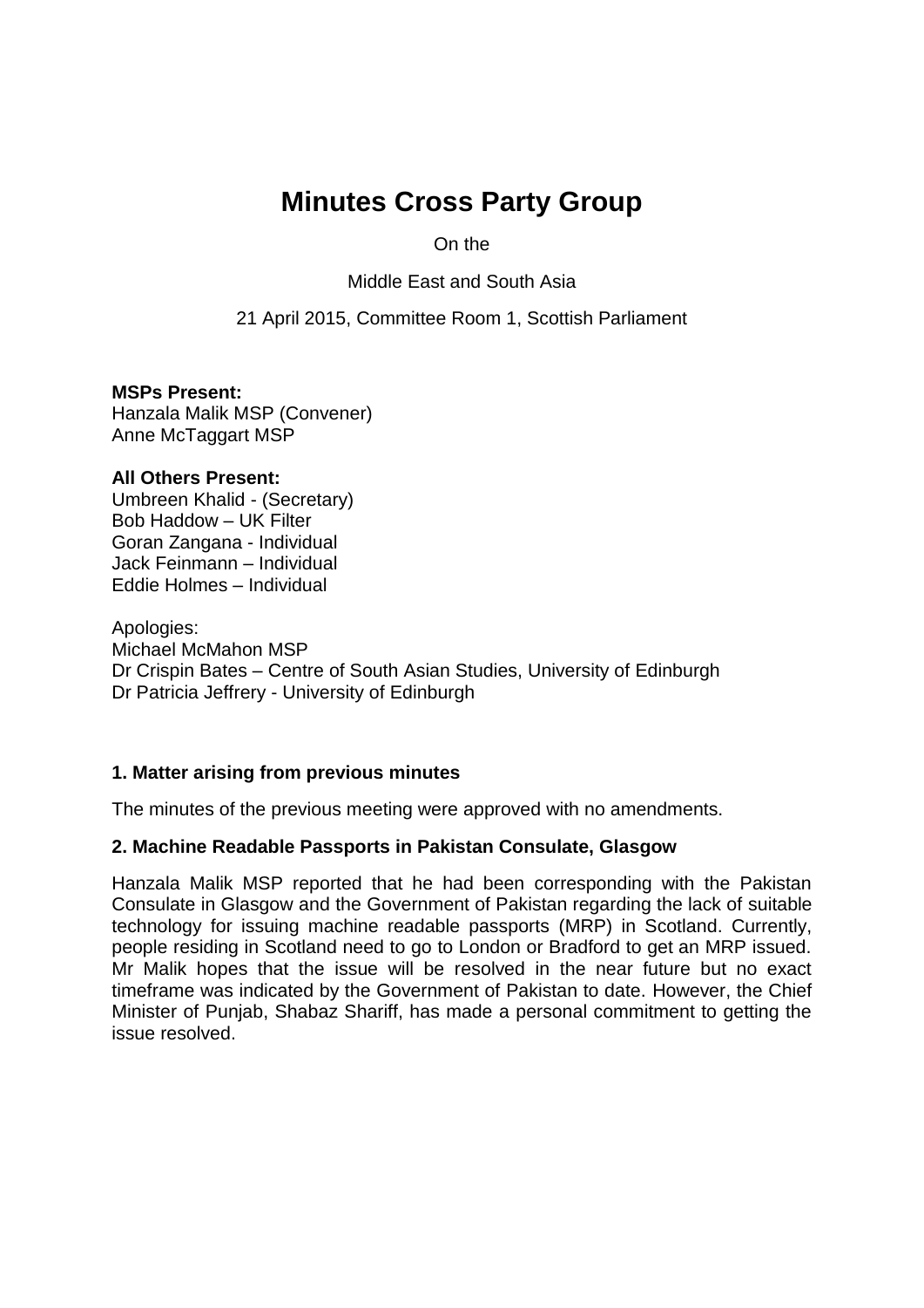# Minutes Cross Party Group

On the

Middle East and South Asia

21 April 2015, Committee Room 1, Scottish Parliament

**MSPs Present:**
Hanzala Malik MSP (Convener)
Anne McTaggart MSP

**All Others Present:**
Umbreen Khalid - (Secretary)
Bob Haddow – UK Filter
Goran Zangana - Individual
Jack Feinmann – Individual
Eddie Holmes – Individual

Apologies:
Michael McMahon MSP
Dr Crispin Bates – Centre of South Asian Studies, University of Edinburgh
Dr Patricia Jeffrery - University of Edinburgh

### 1. Matter arising from previous minutes

The minutes of the previous meeting were approved with no amendments.

### 2. Machine Readable Passports in Pakistan Consulate, Glasgow

Hanzala Malik MSP reported that he had been corresponding with the Pakistan Consulate in Glasgow and the Government of Pakistan regarding the lack of suitable technology for issuing machine readable passports (MRP) in Scotland. Currently, people residing in Scotland need to go to London or Bradford to get an MRP issued. Mr Malik hopes that the issue will be resolved in the near future but no exact timeframe was indicated by the Government of Pakistan to date. However, the Chief Minister of Punjab, Shabaz Shariff, has made a personal commitment to getting the issue resolved.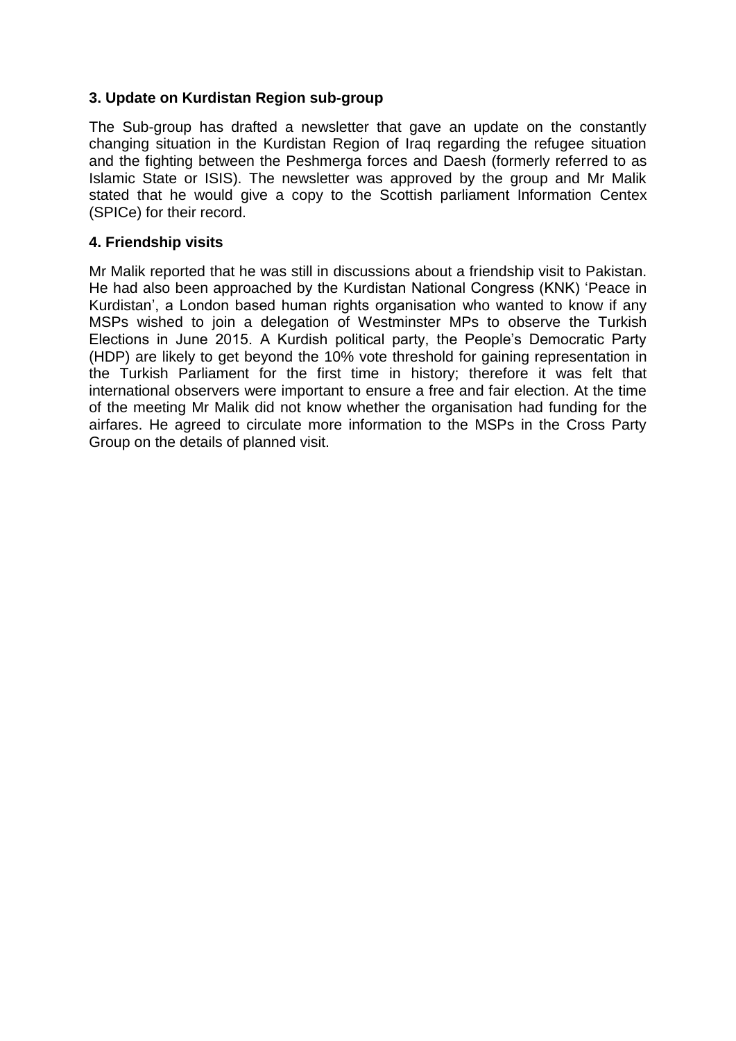**3. Update on Kurdistan Region sub-group**

The Sub-group has drafted a newsletter that gave an update on the constantly changing situation in the Kurdistan Region of Iraq regarding the refugee situation and the fighting between the Peshmerga forces and Daesh (formerly referred to as Islamic State or ISIS). The newsletter was approved by the group and Mr Malik stated that he would give a copy to the Scottish parliament Information Centex (SPICe) for their record.

**4. Friendship visits**

Mr Malik reported that he was still in discussions about a friendship visit to Pakistan. He had also been approached by the Kurdistan National Congress (KNK) 'Peace in Kurdistan', a London based human rights organisation who wanted to know if any MSPs wished to join a delegation of Westminster MPs to observe the Turkish Elections in June 2015. A Kurdish political party, the People's Democratic Party (HDP) are likely to get beyond the 10% vote threshold for gaining representation in the Turkish Parliament for the first time in history; therefore it was felt that international observers were important to ensure a free and fair election. At the time of the meeting Mr Malik did not know whether the organisation had funding for the airfares. He agreed to circulate more information to the MSPs in the Cross Party Group on the details of planned visit.